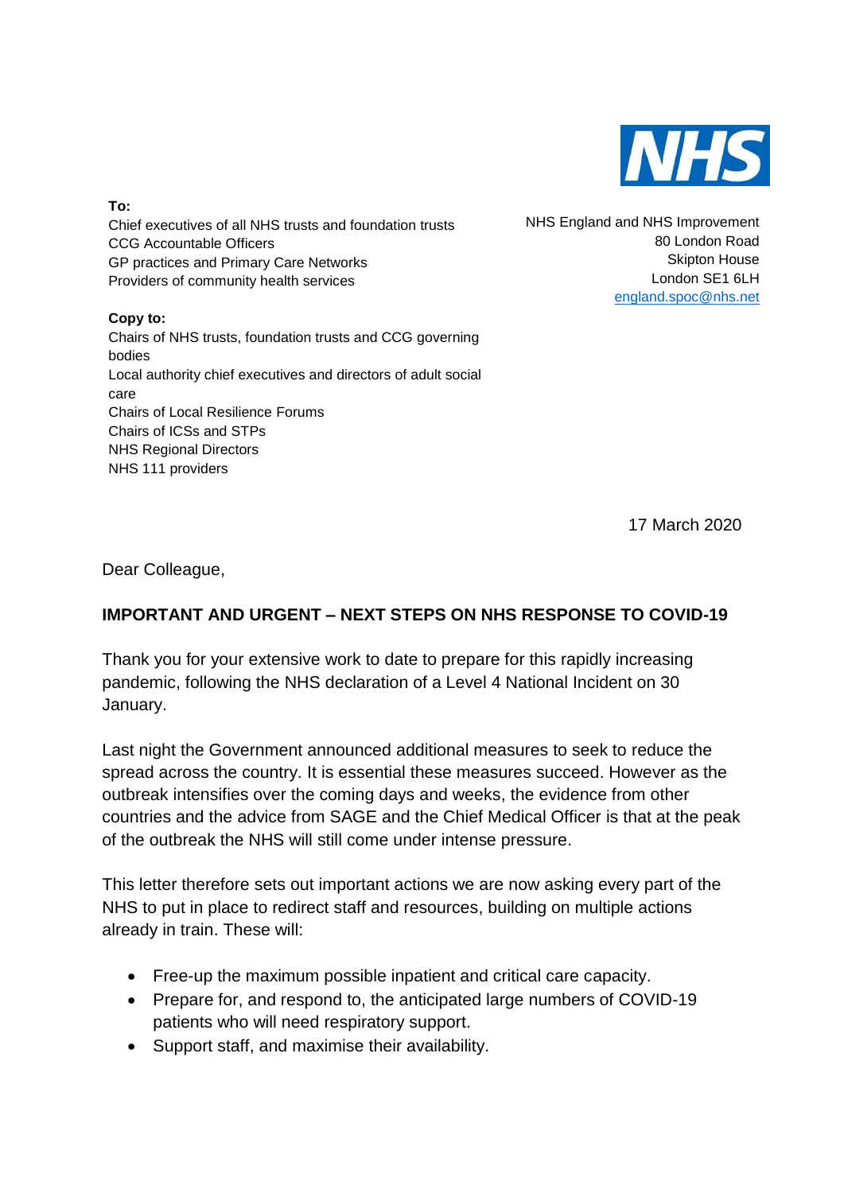NHS

**To:**
Chief executives of all NHS trusts and foundation trusts
CCG Accountable Officers
GP practices and Primary Care Networks
Providers of community health services

**Copy to:**
Chairs of NHS trusts, foundation trusts and CCG governing bodies
Local authority chief executives and directors of adult social care
Chairs of Local Resilience Forums
Chairs of ICSs and STPs
NHS Regional Directors
NHS 111 providers

NHS England and NHS Improvement
80 London Road
Skipton House
London SE1 6LH
england.spoc@nhs.net

17 March 2020

Dear Colleague,

**IMPORTANT AND URGENT – NEXT STEPS ON NHS RESPONSE TO COVID-19**

Thank you for your extensive work to date to prepare for this rapidly increasing pandemic, following the NHS declaration of a Level 4 National Incident on 30 January.

Last night the Government announced additional measures to seek to reduce the spread across the country. It is essential these measures succeed. However as the outbreak intensifies over the coming days and weeks, the evidence from other countries and the advice from SAGE and the Chief Medical Officer is that at the peak of the outbreak the NHS will still come under intense pressure.

This letter therefore sets out important actions we are now asking every part of the NHS to put in place to redirect staff and resources, building on multiple actions already in train. These will:

- Free-up the maximum possible inpatient and critical care capacity.
- Prepare for, and respond to, the anticipated large numbers of COVID-19 patients who will need respiratory support.
- Support staff, and maximise their availability.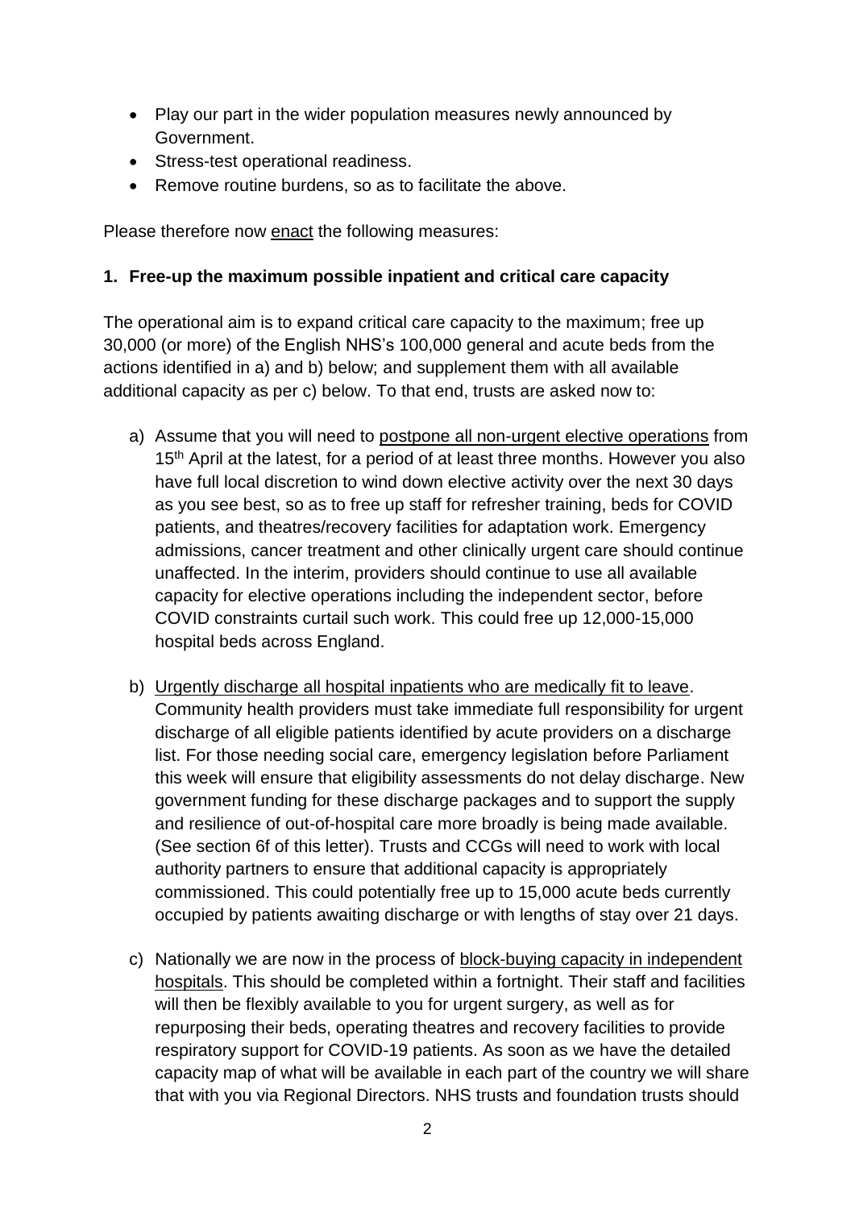- Play our part in the wider population measures newly announced by Government.
- Stress-test operational readiness.
- Remove routine burdens, so as to facilitate the above.

Please therefore now enact the following measures:

**1. Free-up the maximum possible inpatient and critical care capacity**

The operational aim is to expand critical care capacity to the maximum; free up 30,000 (or more) of the English NHS's 100,000 general and acute beds from the actions identified in a) and b) below; and supplement them with all available additional capacity as per c) below. To that end, trusts are asked now to:

a) Assume that you will need to postpone all non-urgent elective operations from 15th April at the latest, for a period of at least three months. However you also have full local discretion to wind down elective activity over the next 30 days as you see best, so as to free up staff for refresher training, beds for COVID patients, and theatres/recovery facilities for adaptation work. Emergency admissions, cancer treatment and other clinically urgent care should continue unaffected. In the interim, providers should continue to use all available capacity for elective operations including the independent sector, before COVID constraints curtail such work. This could free up 12,000-15,000 hospital beds across England.

b) Urgently discharge all hospital inpatients who are medically fit to leave. Community health providers must take immediate full responsibility for urgent discharge of all eligible patients identified by acute providers on a discharge list. For those needing social care, emergency legislation before Parliament this week will ensure that eligibility assessments do not delay discharge. New government funding for these discharge packages and to support the supply and resilience of out-of-hospital care more broadly is being made available. (See section 6f of this letter). Trusts and CCGs will need to work with local authority partners to ensure that additional capacity is appropriately commissioned. This could potentially free up to 15,000 acute beds currently occupied by patients awaiting discharge or with lengths of stay over 21 days.

c) Nationally we are now in the process of block-buying capacity in independent hospitals. This should be completed within a fortnight. Their staff and facilities will then be flexibly available to you for urgent surgery, as well as for repurposing their beds, operating theatres and recovery facilities to provide respiratory support for COVID-19 patients. As soon as we have the detailed capacity map of what will be available in each part of the country we will share that with you via Regional Directors. NHS trusts and foundation trusts should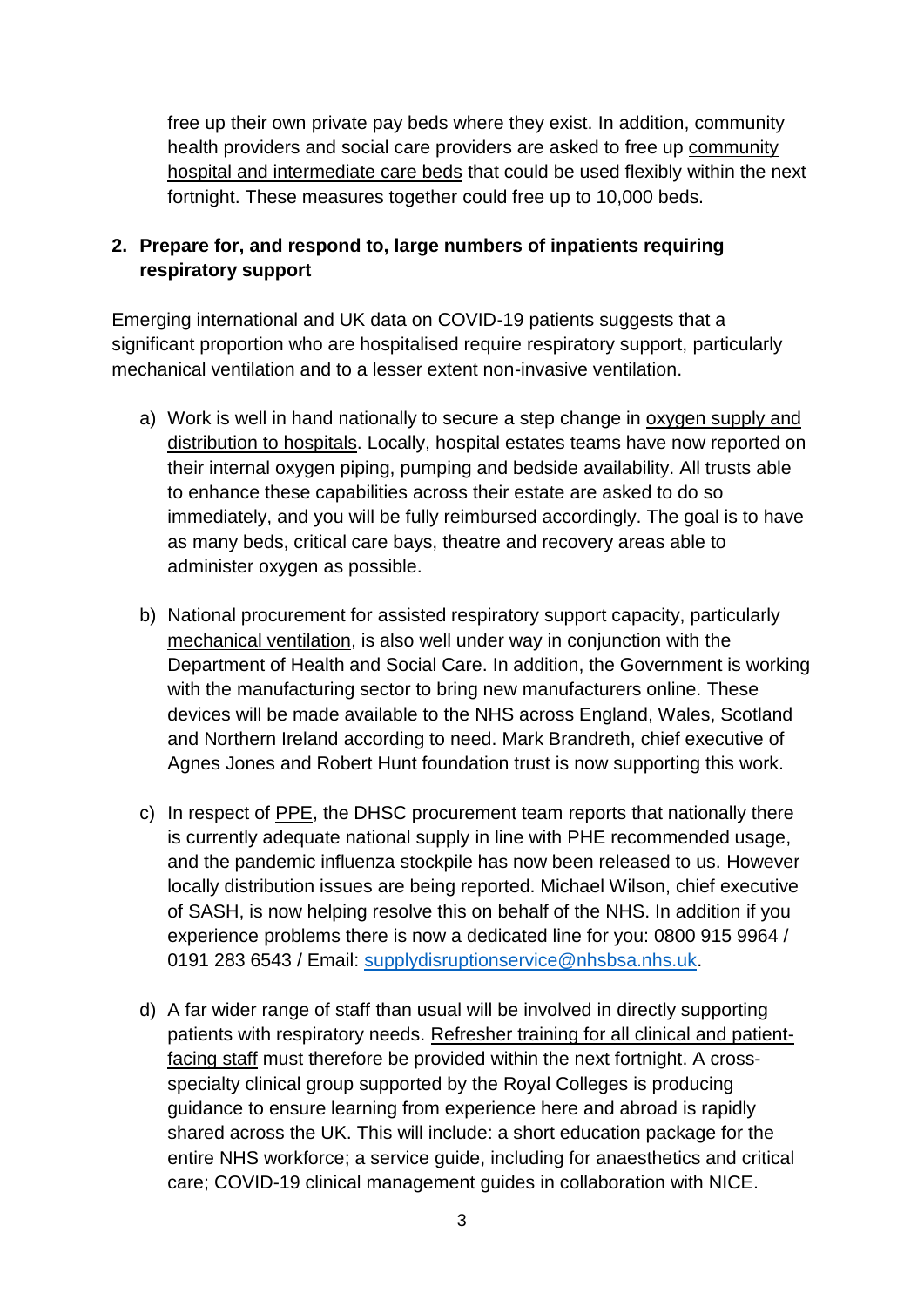free up their own private pay beds where they exist. In addition, community health providers and social care providers are asked to free up community hospital and intermediate care beds that could be used flexibly within the next fortnight. These measures together could free up to 10,000 beds.

**2. Prepare for, and respond to, large numbers of inpatients requiring respiratory support**

Emerging international and UK data on COVID-19 patients suggests that a significant proportion who are hospitalised require respiratory support, particularly mechanical ventilation and to a lesser extent non-invasive ventilation.

a) Work is well in hand nationally to secure a step change in oxygen supply and distribution to hospitals. Locally, hospital estates teams have now reported on their internal oxygen piping, pumping and bedside availability. All trusts able to enhance these capabilities across their estate are asked to do so immediately, and you will be fully reimbursed accordingly. The goal is to have as many beds, critical care bays, theatre and recovery areas able to administer oxygen as possible.

b) National procurement for assisted respiratory support capacity, particularly mechanical ventilation, is also well under way in conjunction with the Department of Health and Social Care. In addition, the Government is working with the manufacturing sector to bring new manufacturers online. These devices will be made available to the NHS across England, Wales, Scotland and Northern Ireland according to need. Mark Brandreth, chief executive of Agnes Jones and Robert Hunt foundation trust is now supporting this work.

c) In respect of PPE, the DHSC procurement team reports that nationally there is currently adequate national supply in line with PHE recommended usage, and the pandemic influenza stockpile has now been released to us. However locally distribution issues are being reported. Michael Wilson, chief executive of SASH, is now helping resolve this on behalf of the NHS. In addition if you experience problems there is now a dedicated line for you: 0800 915 9964 / 0191 283 6543 / Email: supplydisruptionservice@nhsbsa.nhs.uk.

d) A far wider range of staff than usual will be involved in directly supporting patients with respiratory needs. Refresher training for all clinical and patient-facing staff must therefore be provided within the next fortnight. A cross-specialty clinical group supported by the Royal Colleges is producing guidance to ensure learning from experience here and abroad is rapidly shared across the UK. This will include: a short education package for the entire NHS workforce; a service guide, including for anaesthetics and critical care; COVID-19 clinical management guides in collaboration with NICE.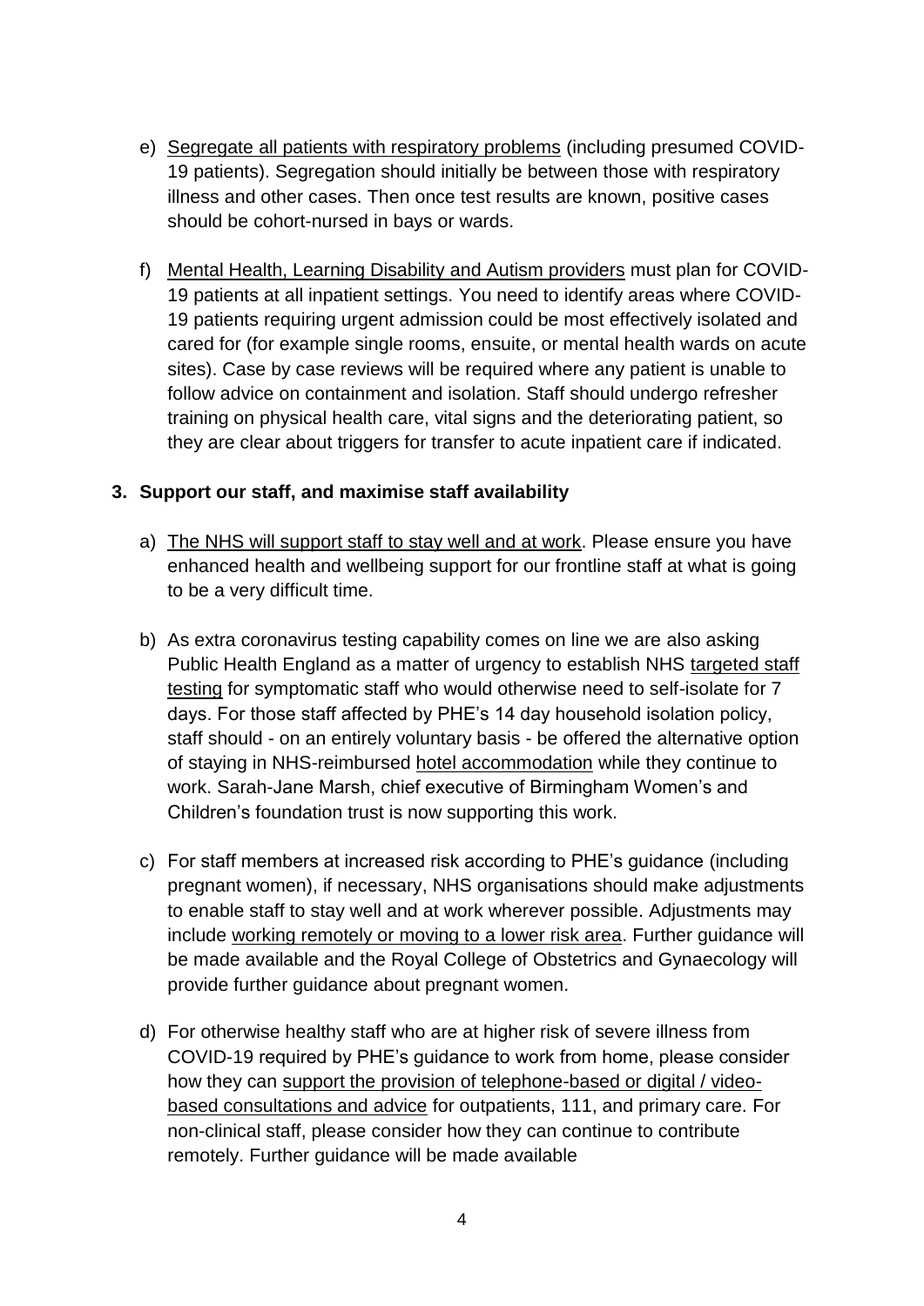e) Segregate all patients with respiratory problems (including presumed COVID-19 patients). Segregation should initially be between those with respiratory illness and other cases. Then once test results are known, positive cases should be cohort-nursed in bays or wards.

f) Mental Health, Learning Disability and Autism providers must plan for COVID-19 patients at all inpatient settings. You need to identify areas where COVID-19 patients requiring urgent admission could be most effectively isolated and cared for (for example single rooms, ensuite, or mental health wards on acute sites). Case by case reviews will be required where any patient is unable to follow advice on containment and isolation. Staff should undergo refresher training on physical health care, vital signs and the deteriorating patient, so they are clear about triggers for transfer to acute inpatient care if indicated.

### 3. Support our staff, and maximise staff availability

a) The NHS will support staff to stay well and at work. Please ensure you have enhanced health and wellbeing support for our frontline staff at what is going to be a very difficult time.

b) As extra coronavirus testing capability comes on line we are also asking Public Health England as a matter of urgency to establish NHS targeted staff testing for symptomatic staff who would otherwise need to self-isolate for 7 days. For those staff affected by PHE's 14 day household isolation policy, staff should - on an entirely voluntary basis - be offered the alternative option of staying in NHS-reimbursed hotel accommodation while they continue to work. Sarah-Jane Marsh, chief executive of Birmingham Women's and Children's foundation trust is now supporting this work.

c) For staff members at increased risk according to PHE's guidance (including pregnant women), if necessary, NHS organisations should make adjustments to enable staff to stay well and at work wherever possible. Adjustments may include working remotely or moving to a lower risk area. Further guidance will be made available and the Royal College of Obstetrics and Gynaecology will provide further guidance about pregnant women.

d) For otherwise healthy staff who are at higher risk of severe illness from COVID-19 required by PHE's guidance to work from home, please consider how they can support the provision of telephone-based or digital / video-based consultations and advice for outpatients, 111, and primary care. For non-clinical staff, please consider how they can continue to contribute remotely. Further guidance will be made available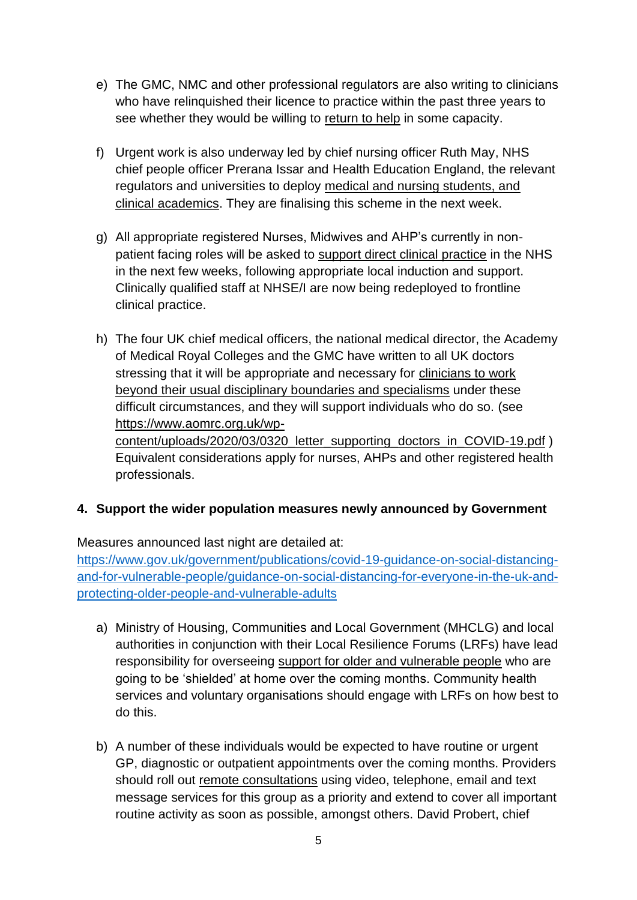e) The GMC, NMC and other professional regulators are also writing to clinicians who have relinquished their licence to practice within the past three years to see whether they would be willing to return to help in some capacity.

f) Urgent work is also underway led by chief nursing officer Ruth May, NHS chief people officer Prerana Issar and Health Education England, the relevant regulators and universities to deploy medical and nursing students, and clinical academics. They are finalising this scheme in the next week.

g) All appropriate registered Nurses, Midwives and AHP's currently in non-patient facing roles will be asked to support direct clinical practice in the NHS in the next few weeks, following appropriate local induction and support. Clinically qualified staff at NHSE/I are now being redeployed to frontline clinical practice.

h) The four UK chief medical officers, the national medical director, the Academy of Medical Royal Colleges and the GMC have written to all UK doctors stressing that it will be appropriate and necessary for clinicians to work beyond their usual disciplinary boundaries and specialisms under these difficult circumstances, and they will support individuals who do so. (see https://www.aomrc.org.uk/wp-content/uploads/2020/03/0320_letter_supporting_doctors_in_COVID-19.pdf ) Equivalent considerations apply for nurses, AHPs and other registered health professionals.

**4. Support the wider population measures newly announced by Government**

Measures announced last night are detailed at:
https://www.gov.uk/government/publications/covid-19-guidance-on-social-distancing-and-for-vulnerable-people/guidance-on-social-distancing-for-everyone-in-the-uk-and-protecting-older-people-and-vulnerable-adults

a) Ministry of Housing, Communities and Local Government (MHCLG) and local authorities in conjunction with their Local Resilience Forums (LRFs) have lead responsibility for overseeing support for older and vulnerable people who are going to be 'shielded' at home over the coming months. Community health services and voluntary organisations should engage with LRFs on how best to do this.

b) A number of these individuals would be expected to have routine or urgent GP, diagnostic or outpatient appointments over the coming months. Providers should roll out remote consultations using video, telephone, email and text message services for this group as a priority and extend to cover all important routine activity as soon as possible, amongst others. David Probert, chief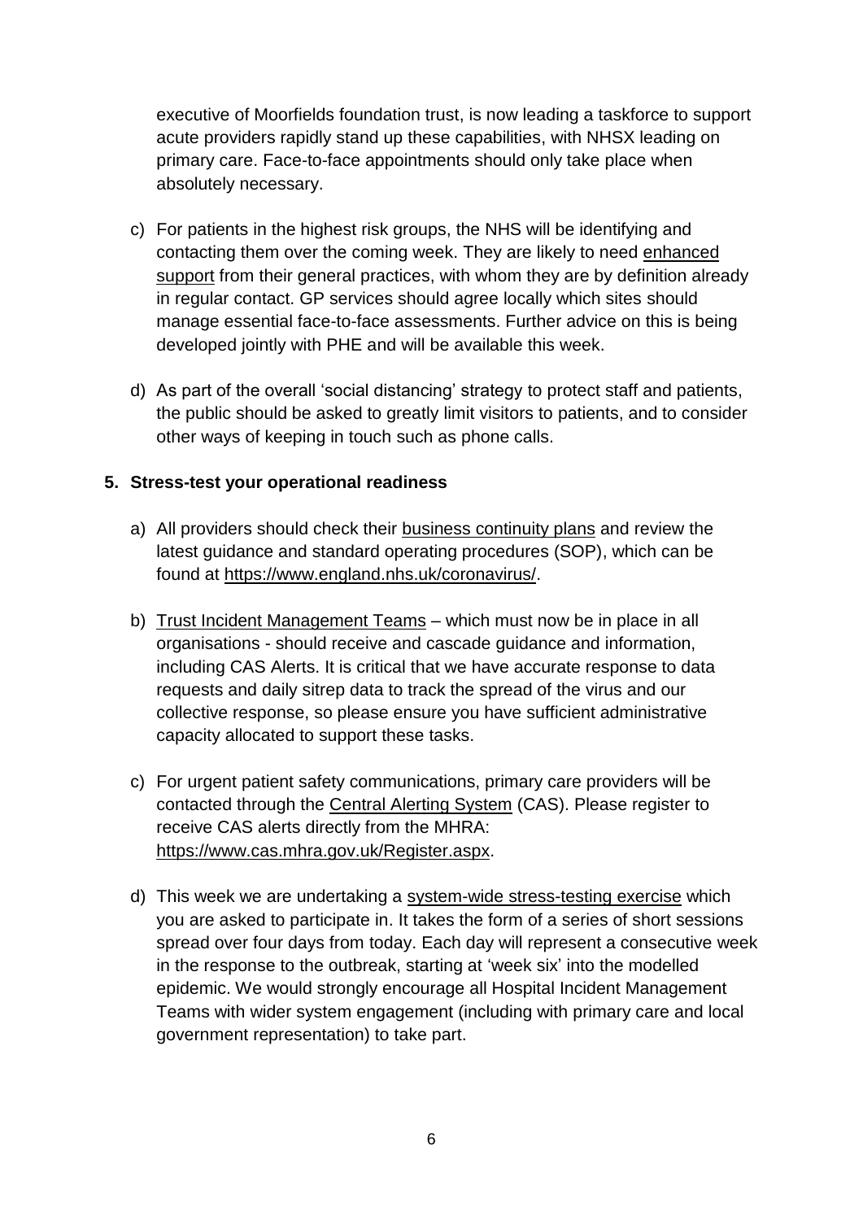executive of Moorfields foundation trust, is now leading a taskforce to support acute providers rapidly stand up these capabilities, with NHSX leading on primary care. Face-to-face appointments should only take place when absolutely necessary.

c) For patients in the highest risk groups, the NHS will be identifying and contacting them over the coming week. They are likely to need enhanced support from their general practices, with whom they are by definition already in regular contact. GP services should agree locally which sites should manage essential face-to-face assessments. Further advice on this is being developed jointly with PHE and will be available this week.

d) As part of the overall 'social distancing' strategy to protect staff and patients, the public should be asked to greatly limit visitors to patients, and to consider other ways of keeping in touch such as phone calls.

**5. Stress-test your operational readiness**

a) All providers should check their business continuity plans and review the latest guidance and standard operating procedures (SOP), which can be found at https://www.england.nhs.uk/coronavirus/.

b) Trust Incident Management Teams – which must now be in place in all organisations - should receive and cascade guidance and information, including CAS Alerts. It is critical that we have accurate response to data requests and daily sitrep data to track the spread of the virus and our collective response, so please ensure you have sufficient administrative capacity allocated to support these tasks.

c) For urgent patient safety communications, primary care providers will be contacted through the Central Alerting System (CAS). Please register to receive CAS alerts directly from the MHRA: https://www.cas.mhra.gov.uk/Register.aspx.

d) This week we are undertaking a system-wide stress-testing exercise which you are asked to participate in. It takes the form of a series of short sessions spread over four days from today. Each day will represent a consecutive week in the response to the outbreak, starting at 'week six' into the modelled epidemic. We would strongly encourage all Hospital Incident Management Teams with wider system engagement (including with primary care and local government representation) to take part.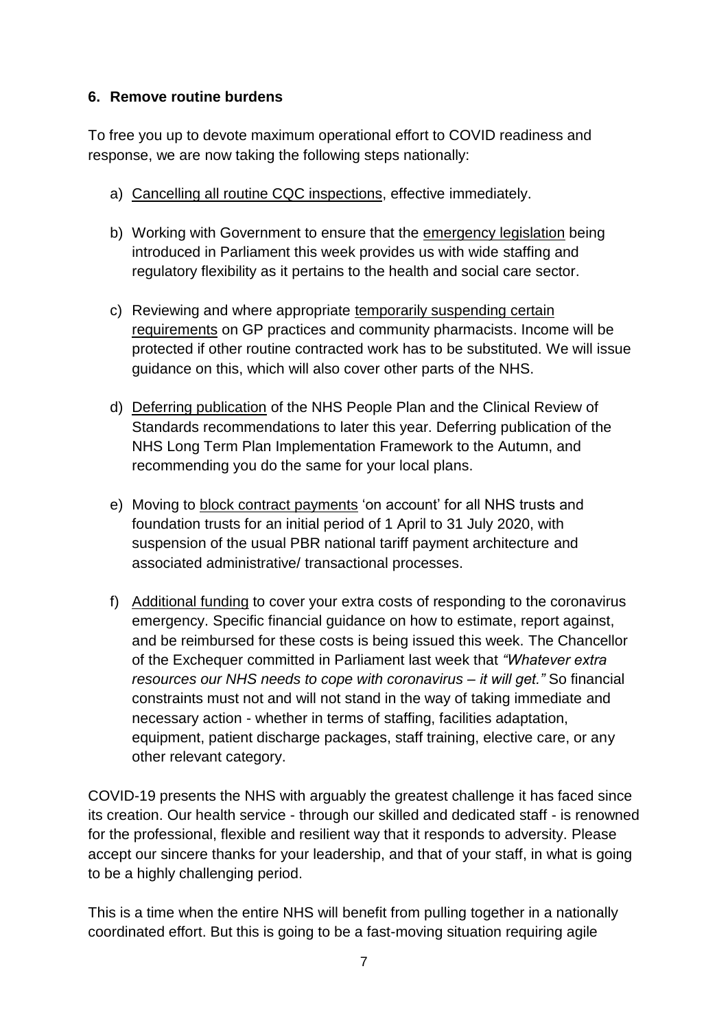### 6. Remove routine burdens

To free you up to devote maximum operational effort to COVID readiness and response, we are now taking the following steps nationally:

a) Cancelling all routine CQC inspections, effective immediately.

b) Working with Government to ensure that the emergency legislation being introduced in Parliament this week provides us with wide staffing and regulatory flexibility as it pertains to the health and social care sector.

c) Reviewing and where appropriate temporarily suspending certain requirements on GP practices and community pharmacists. Income will be protected if other routine contracted work has to be substituted. We will issue guidance on this, which will also cover other parts of the NHS.

d) Deferring publication of the NHS People Plan and the Clinical Review of Standards recommendations to later this year. Deferring publication of the NHS Long Term Plan Implementation Framework to the Autumn, and recommending you do the same for your local plans.

e) Moving to block contract payments 'on account' for all NHS trusts and foundation trusts for an initial period of 1 April to 31 July 2020, with suspension of the usual PBR national tariff payment architecture and associated administrative/ transactional processes.

f) Additional funding to cover your extra costs of responding to the coronavirus emergency. Specific financial guidance on how to estimate, report against, and be reimbursed for these costs is being issued this week. The Chancellor of the Exchequer committed in Parliament last week that *"Whatever extra resources our NHS needs to cope with coronavirus – it will get."* So financial constraints must not and will not stand in the way of taking immediate and necessary action - whether in terms of staffing, facilities adaptation, equipment, patient discharge packages, staff training, elective care, or any other relevant category.

COVID-19 presents the NHS with arguably the greatest challenge it has faced since its creation. Our health service - through our skilled and dedicated staff - is renowned for the professional, flexible and resilient way that it responds to adversity. Please accept our sincere thanks for your leadership, and that of your staff, in what is going to be a highly challenging period.

This is a time when the entire NHS will benefit from pulling together in a nationally coordinated effort. But this is going to be a fast-moving situation requiring agile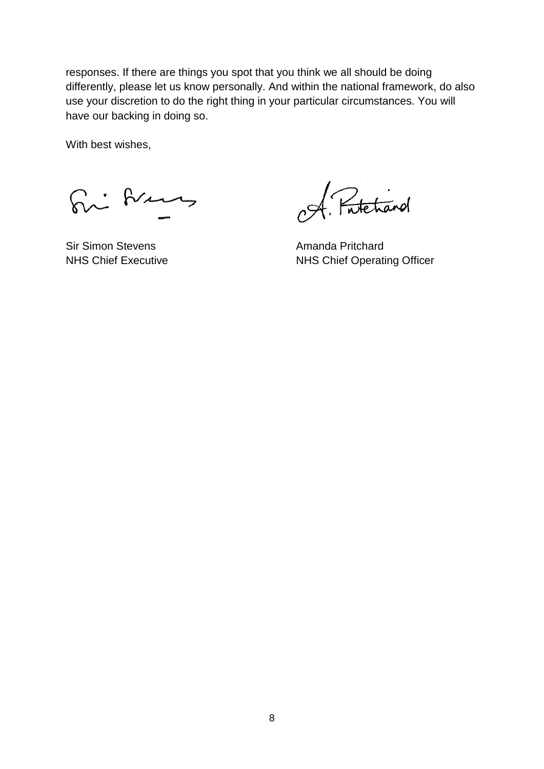responses. If there are things you spot that you think we all should be doing differently, please let us know personally. And within the national framework, do also use your discretion to do the right thing in your particular circumstances. You will have our backing in doing so.

With best wishes,

| | |
|---|---|
| Sir Simon Stevens | Amanda Pritchard |
| NHS Chief Executive | NHS Chief Operating Officer |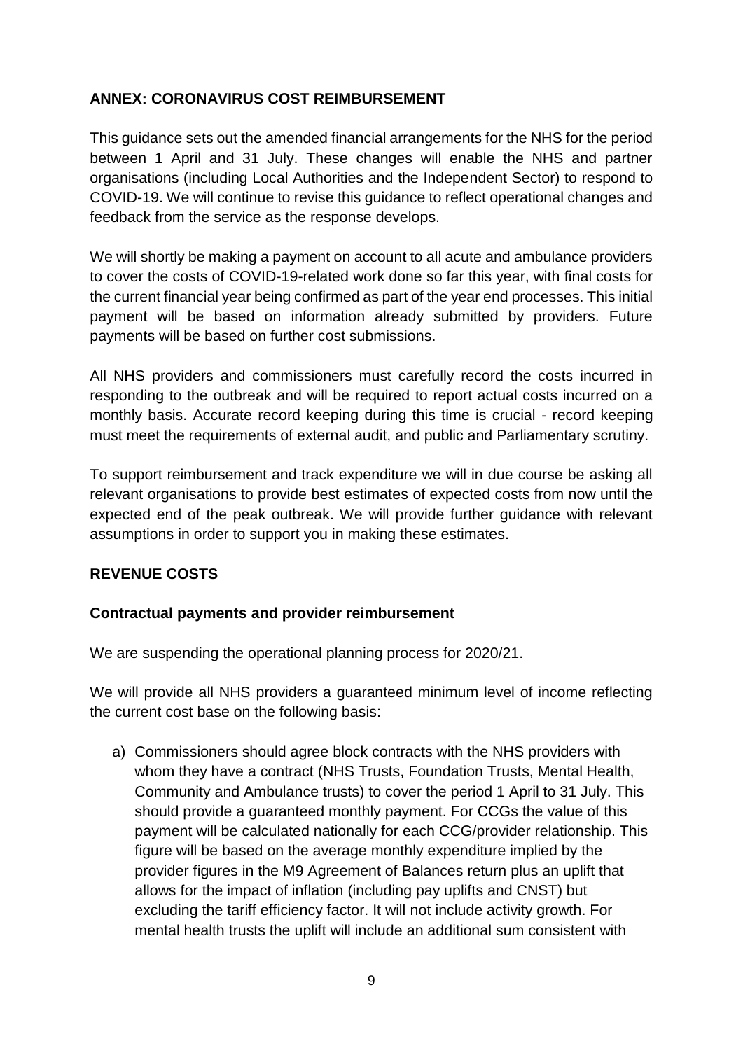## ANNEX: CORONAVIRUS COST REIMBURSEMENT

This guidance sets out the amended financial arrangements for the NHS for the period between 1 April and 31 July. These changes will enable the NHS and partner organisations (including Local Authorities and the Independent Sector) to respond to COVID-19. We will continue to revise this guidance to reflect operational changes and feedback from the service as the response develops.

We will shortly be making a payment on account to all acute and ambulance providers to cover the costs of COVID-19-related work done so far this year, with final costs for the current financial year being confirmed as part of the year end processes. This initial payment will be based on information already submitted by providers. Future payments will be based on further cost submissions.

All NHS providers and commissioners must carefully record the costs incurred in responding to the outbreak and will be required to report actual costs incurred on a monthly basis. Accurate record keeping during this time is crucial - record keeping must meet the requirements of external audit, and public and Parliamentary scrutiny.

To support reimbursement and track expenditure we will in due course be asking all relevant organisations to provide best estimates of expected costs from now until the expected end of the peak outbreak. We will provide further guidance with relevant assumptions in order to support you in making these estimates.

## REVENUE COSTS

### Contractual payments and provider reimbursement

We are suspending the operational planning process for 2020/21.

We will provide all NHS providers a guaranteed minimum level of income reflecting the current cost base on the following basis:

a) Commissioners should agree block contracts with the NHS providers with whom they have a contract (NHS Trusts, Foundation Trusts, Mental Health, Community and Ambulance trusts) to cover the period 1 April to 31 July. This should provide a guaranteed monthly payment. For CCGs the value of this payment will be calculated nationally for each CCG/provider relationship. This figure will be based on the average monthly expenditure implied by the provider figures in the M9 Agreement of Balances return plus an uplift that allows for the impact of inflation (including pay uplifts and CNST) but excluding the tariff efficiency factor. It will not include activity growth. For mental health trusts the uplift will include an additional sum consistent with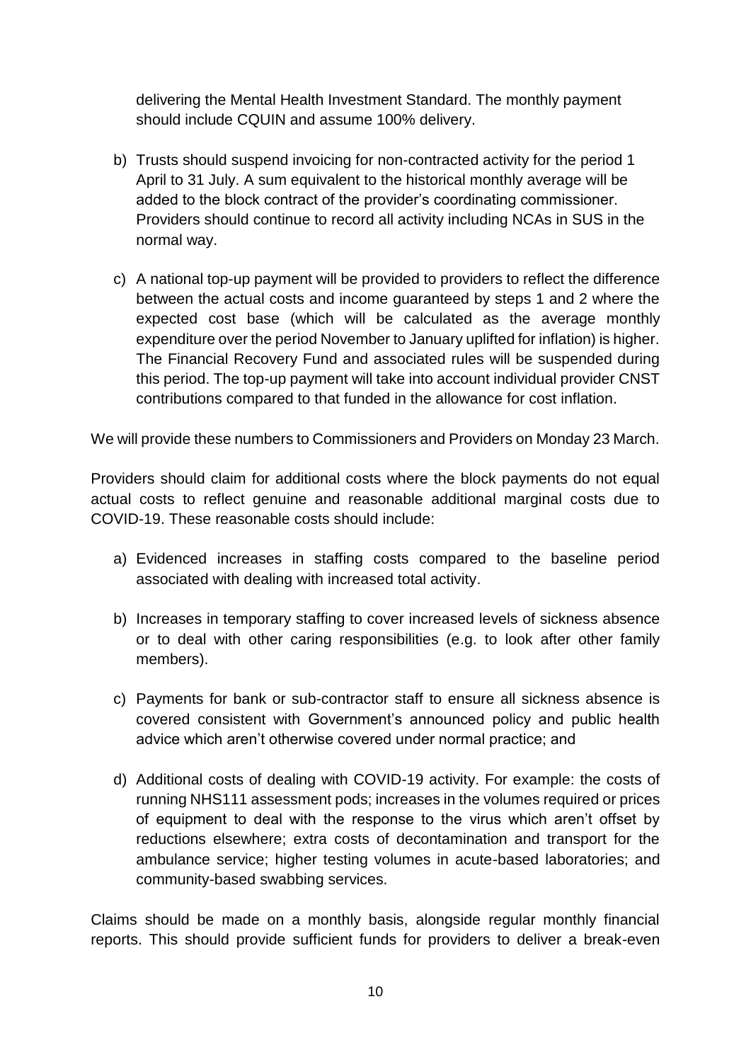delivering the Mental Health Investment Standard. The monthly payment should include CQUIN and assume 100% delivery.

b) Trusts should suspend invoicing for non-contracted activity for the period 1 April to 31 July. A sum equivalent to the historical monthly average will be added to the block contract of the provider's coordinating commissioner. Providers should continue to record all activity including NCAs in SUS in the normal way.

c) A national top-up payment will be provided to providers to reflect the difference between the actual costs and income guaranteed by steps 1 and 2 where the expected cost base (which will be calculated as the average monthly expenditure over the period November to January uplifted for inflation) is higher. The Financial Recovery Fund and associated rules will be suspended during this period. The top-up payment will take into account individual provider CNST contributions compared to that funded in the allowance for cost inflation.

We will provide these numbers to Commissioners and Providers on Monday 23 March.

Providers should claim for additional costs where the block payments do not equal actual costs to reflect genuine and reasonable additional marginal costs due to COVID-19. These reasonable costs should include:

a) Evidenced increases in staffing costs compared to the baseline period associated with dealing with increased total activity.

b) Increases in temporary staffing to cover increased levels of sickness absence or to deal with other caring responsibilities (e.g. to look after other family members).

c) Payments for bank or sub-contractor staff to ensure all sickness absence is covered consistent with Government's announced policy and public health advice which aren't otherwise covered under normal practice; and

d) Additional costs of dealing with COVID-19 activity. For example: the costs of running NHS111 assessment pods; increases in the volumes required or prices of equipment to deal with the response to the virus which aren't offset by reductions elsewhere; extra costs of decontamination and transport for the ambulance service; higher testing volumes in acute-based laboratories; and community-based swabbing services.

Claims should be made on a monthly basis, alongside regular monthly financial reports. This should provide sufficient funds for providers to deliver a break-even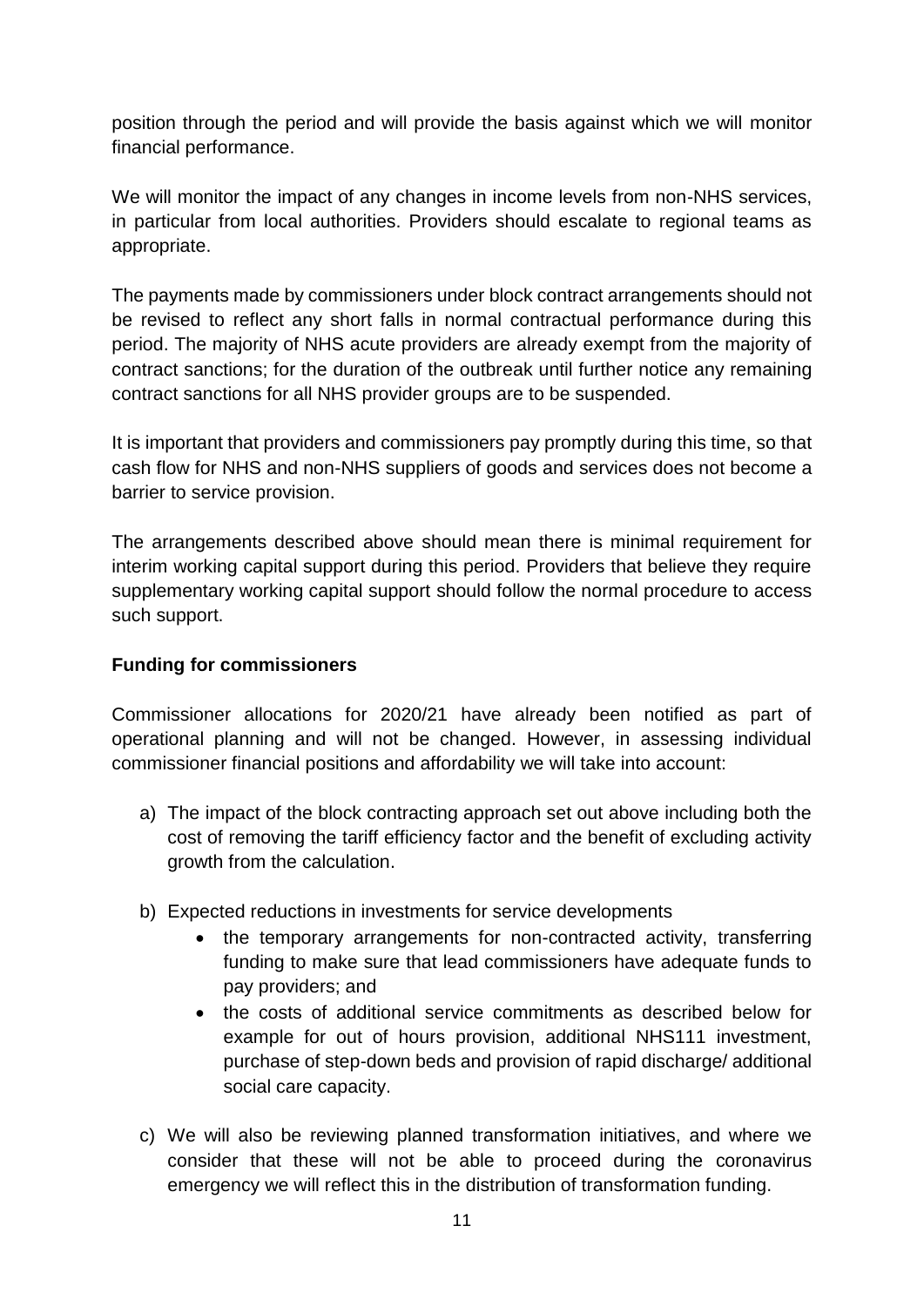position through the period and will provide the basis against which we will monitor financial performance.

We will monitor the impact of any changes in income levels from non-NHS services, in particular from local authorities. Providers should escalate to regional teams as appropriate.

The payments made by commissioners under block contract arrangements should not be revised to reflect any short falls in normal contractual performance during this period. The majority of NHS acute providers are already exempt from the majority of contract sanctions; for the duration of the outbreak until further notice any remaining contract sanctions for all NHS provider groups are to be suspended.

It is important that providers and commissioners pay promptly during this time, so that cash flow for NHS and non-NHS suppliers of goods and services does not become a barrier to service provision.

The arrangements described above should mean there is minimal requirement for interim working capital support during this period. Providers that believe they require supplementary working capital support should follow the normal procedure to access such support.

**Funding for commissioners**

Commissioner allocations for 2020/21 have already been notified as part of operational planning and will not be changed. However, in assessing individual commissioner financial positions and affordability we will take into account:

a) The impact of the block contracting approach set out above including both the cost of removing the tariff efficiency factor and the benefit of excluding activity growth from the calculation.

b) Expected reductions in investments for service developments
   - the temporary arrangements for non-contracted activity, transferring funding to make sure that lead commissioners have adequate funds to pay providers; and
   - the costs of additional service commitments as described below for example for out of hours provision, additional NHS111 investment, purchase of step-down beds and provision of rapid discharge/ additional social care capacity.

c) We will also be reviewing planned transformation initiatives, and where we consider that these will not be able to proceed during the coronavirus emergency we will reflect this in the distribution of transformation funding.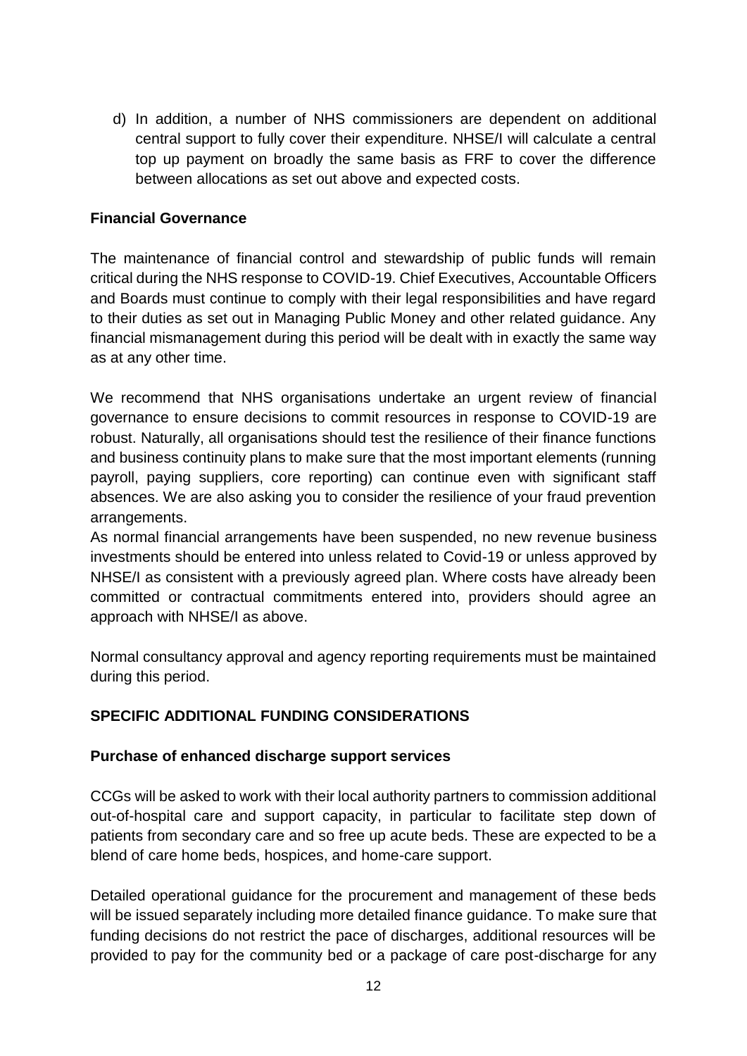d) In addition, a number of NHS commissioners are dependent on additional central support to fully cover their expenditure. NHSE/I will calculate a central top up payment on broadly the same basis as FRF to cover the difference between allocations as set out above and expected costs.

**Financial Governance**

The maintenance of financial control and stewardship of public funds will remain critical during the NHS response to COVID-19. Chief Executives, Accountable Officers and Boards must continue to comply with their legal responsibilities and have regard to their duties as set out in Managing Public Money and other related guidance. Any financial mismanagement during this period will be dealt with in exactly the same way as at any other time.

We recommend that NHS organisations undertake an urgent review of financial governance to ensure decisions to commit resources in response to COVID-19 are robust. Naturally, all organisations should test the resilience of their finance functions and business continuity plans to make sure that the most important elements (running payroll, paying suppliers, core reporting) can continue even with significant staff absences. We are also asking you to consider the resilience of your fraud prevention arrangements.

As normal financial arrangements have been suspended, no new revenue business investments should be entered into unless related to Covid-19 or unless approved by NHSE/I as consistent with a previously agreed plan. Where costs have already been committed or contractual commitments entered into, providers should agree an approach with NHSE/I as above.

Normal consultancy approval and agency reporting requirements must be maintained during this period.

**SPECIFIC ADDITIONAL FUNDING CONSIDERATIONS**

**Purchase of enhanced discharge support services**

CCGs will be asked to work with their local authority partners to commission additional out-of-hospital care and support capacity, in particular to facilitate step down of patients from secondary care and so free up acute beds. These are expected to be a blend of care home beds, hospices, and home-care support.

Detailed operational guidance for the procurement and management of these beds will be issued separately including more detailed finance guidance. To make sure that funding decisions do not restrict the pace of discharges, additional resources will be provided to pay for the community bed or a package of care post-discharge for any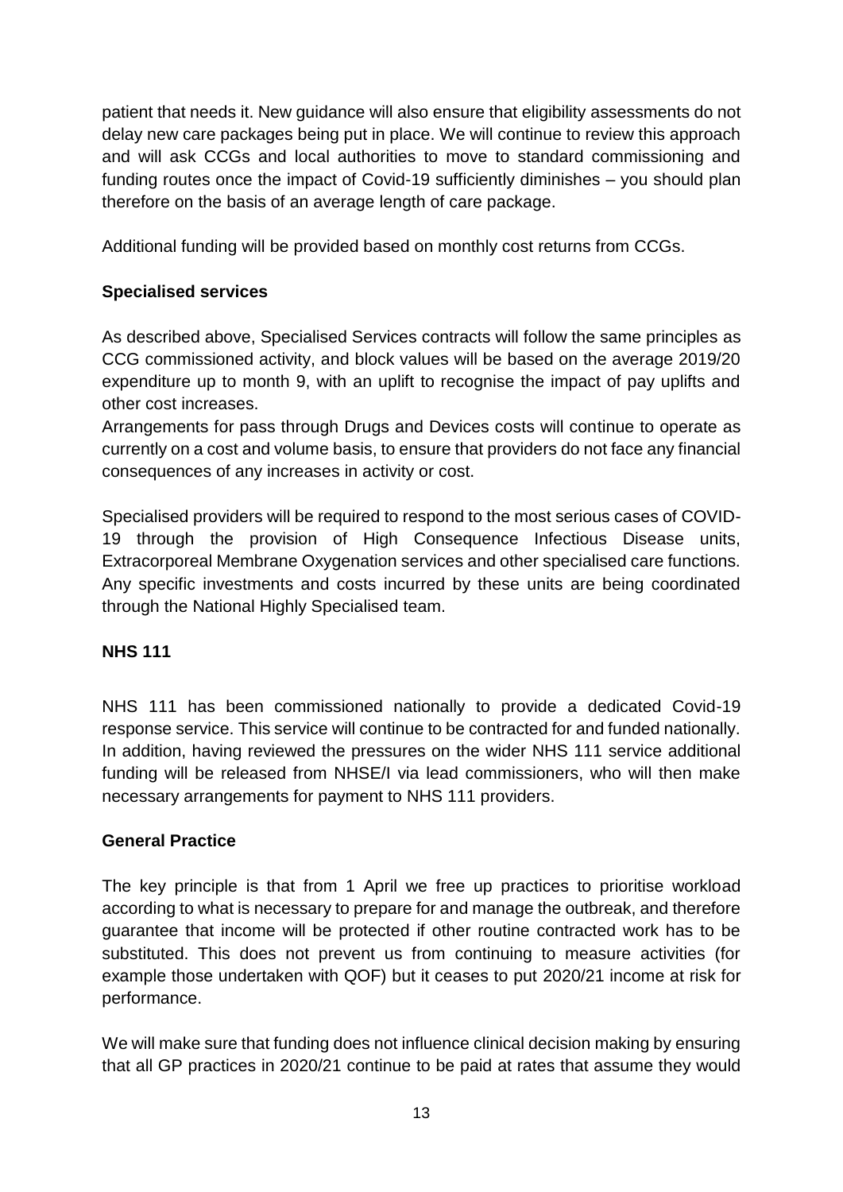patient that needs it. New guidance will also ensure that eligibility assessments do not delay new care packages being put in place. We will continue to review this approach and will ask CCGs and local authorities to move to standard commissioning and funding routes once the impact of Covid-19 sufficiently diminishes – you should plan therefore on the basis of an average length of care package.

Additional funding will be provided based on monthly cost returns from CCGs.

**Specialised services**

As described above, Specialised Services contracts will follow the same principles as CCG commissioned activity, and block values will be based on the average 2019/20 expenditure up to month 9, with an uplift to recognise the impact of pay uplifts and other cost increases.
Arrangements for pass through Drugs and Devices costs will continue to operate as currently on a cost and volume basis, to ensure that providers do not face any financial consequences of any increases in activity or cost.

Specialised providers will be required to respond to the most serious cases of COVID-19 through the provision of High Consequence Infectious Disease units, Extracorporeal Membrane Oxygenation services and other specialised care functions. Any specific investments and costs incurred by these units are being coordinated through the National Highly Specialised team.

**NHS 111**

NHS 111 has been commissioned nationally to provide a dedicated Covid-19 response service. This service will continue to be contracted for and funded nationally. In addition, having reviewed the pressures on the wider NHS 111 service additional funding will be released from NHSE/I via lead commissioners, who will then make necessary arrangements for payment to NHS 111 providers.

**General Practice**

The key principle is that from 1 April we free up practices to prioritise workload according to what is necessary to prepare for and manage the outbreak, and therefore guarantee that income will be protected if other routine contracted work has to be substituted. This does not prevent us from continuing to measure activities (for example those undertaken with QOF) but it ceases to put 2020/21 income at risk for performance.

We will make sure that funding does not influence clinical decision making by ensuring that all GP practices in 2020/21 continue to be paid at rates that assume they would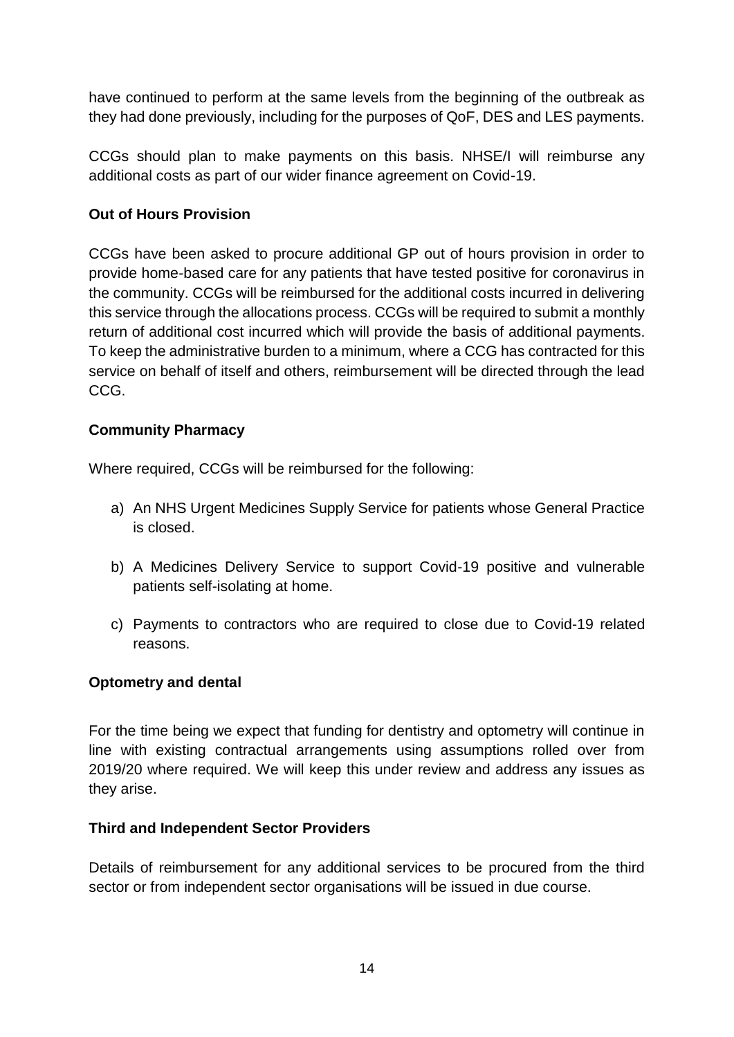have continued to perform at the same levels from the beginning of the outbreak as they had done previously, including for the purposes of QoF, DES and LES payments.

CCGs should plan to make payments on this basis. NHSE/I will reimburse any additional costs as part of our wider finance agreement on Covid-19.

**Out of Hours Provision**

CCGs have been asked to procure additional GP out of hours provision in order to provide home-based care for any patients that have tested positive for coronavirus in the community. CCGs will be reimbursed for the additional costs incurred in delivering this service through the allocations process. CCGs will be required to submit a monthly return of additional cost incurred which will provide the basis of additional payments. To keep the administrative burden to a minimum, where a CCG has contracted for this service on behalf of itself and others, reimbursement will be directed through the lead CCG.

**Community Pharmacy**

Where required, CCGs will be reimbursed for the following:

a) An NHS Urgent Medicines Supply Service for patients whose General Practice is closed.

b) A Medicines Delivery Service to support Covid-19 positive and vulnerable patients self-isolating at home.

c) Payments to contractors who are required to close due to Covid-19 related reasons.

**Optometry and dental**

For the time being we expect that funding for dentistry and optometry will continue in line with existing contractual arrangements using assumptions rolled over from 2019/20 where required. We will keep this under review and address any issues as they arise.

**Third and Independent Sector Providers**

Details of reimbursement for any additional services to be procured from the third sector or from independent sector organisations will be issued in due course.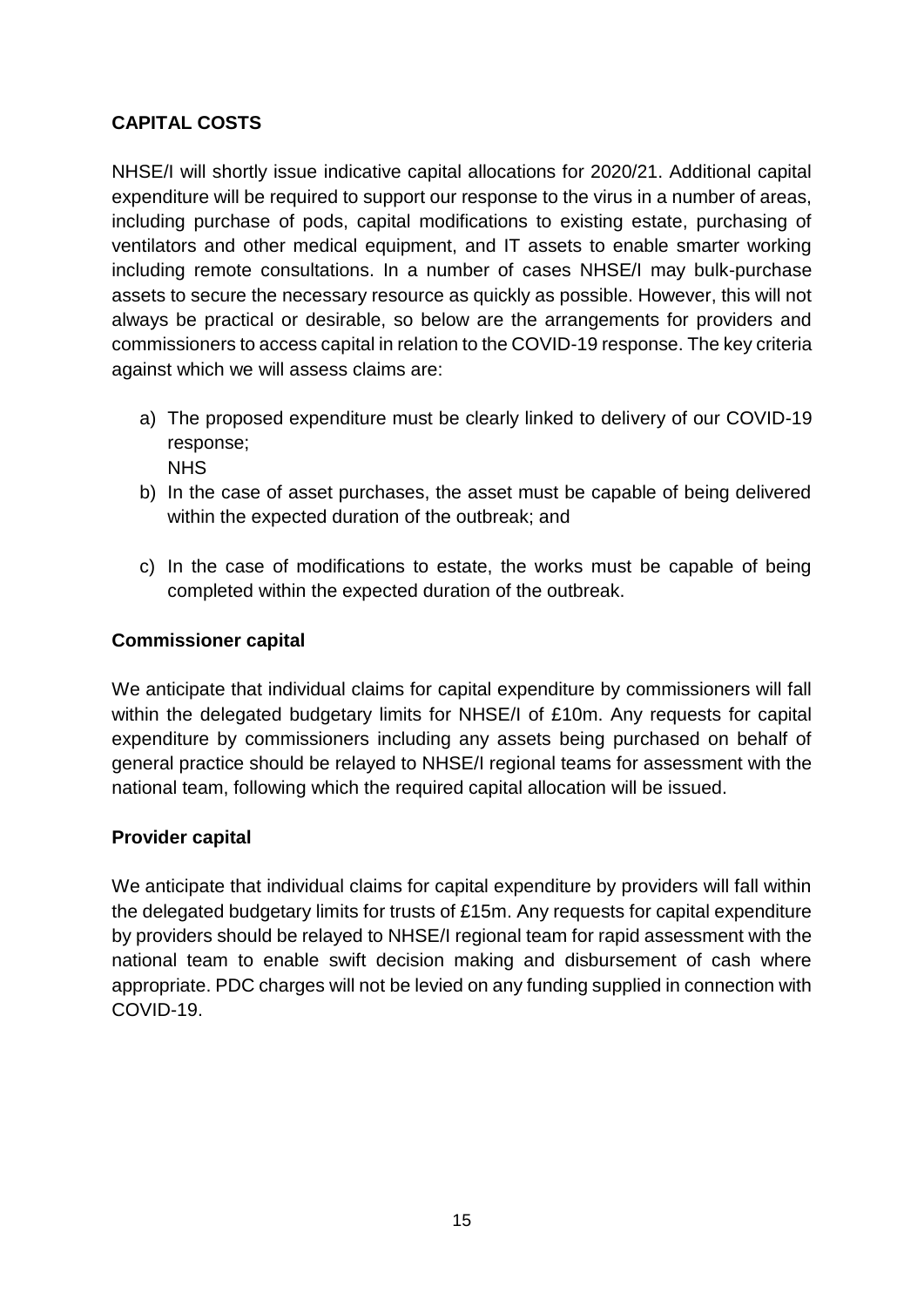## CAPITAL COSTS

NHSE/I will shortly issue indicative capital allocations for 2020/21. Additional capital expenditure will be required to support our response to the virus in a number of areas, including purchase of pods, capital modifications to existing estate, purchasing of ventilators and other medical equipment, and IT assets to enable smarter working including remote consultations. In a number of cases NHSE/I may bulk-purchase assets to secure the necessary resource as quickly as possible. However, this will not always be practical or desirable, so below are the arrangements for providers and commissioners to access capital in relation to the COVID-19 response. The key criteria against which we will assess claims are:

a) The proposed expenditure must be clearly linked to delivery of our COVID-19 response;
   NHS
b) In the case of asset purchases, the asset must be capable of being delivered within the expected duration of the outbreak; and
c) In the case of modifications to estate, the works must be capable of being completed within the expected duration of the outbreak.

### Commissioner capital

We anticipate that individual claims for capital expenditure by commissioners will fall within the delegated budgetary limits for NHSE/I of £10m. Any requests for capital expenditure by commissioners including any assets being purchased on behalf of general practice should be relayed to NHSE/I regional teams for assessment with the national team, following which the required capital allocation will be issued.

### Provider capital

We anticipate that individual claims for capital expenditure by providers will fall within the delegated budgetary limits for trusts of £15m. Any requests for capital expenditure by providers should be relayed to NHSE/I regional team for rapid assessment with the national team to enable swift decision making and disbursement of cash where appropriate. PDC charges will not be levied on any funding supplied in connection with COVID-19.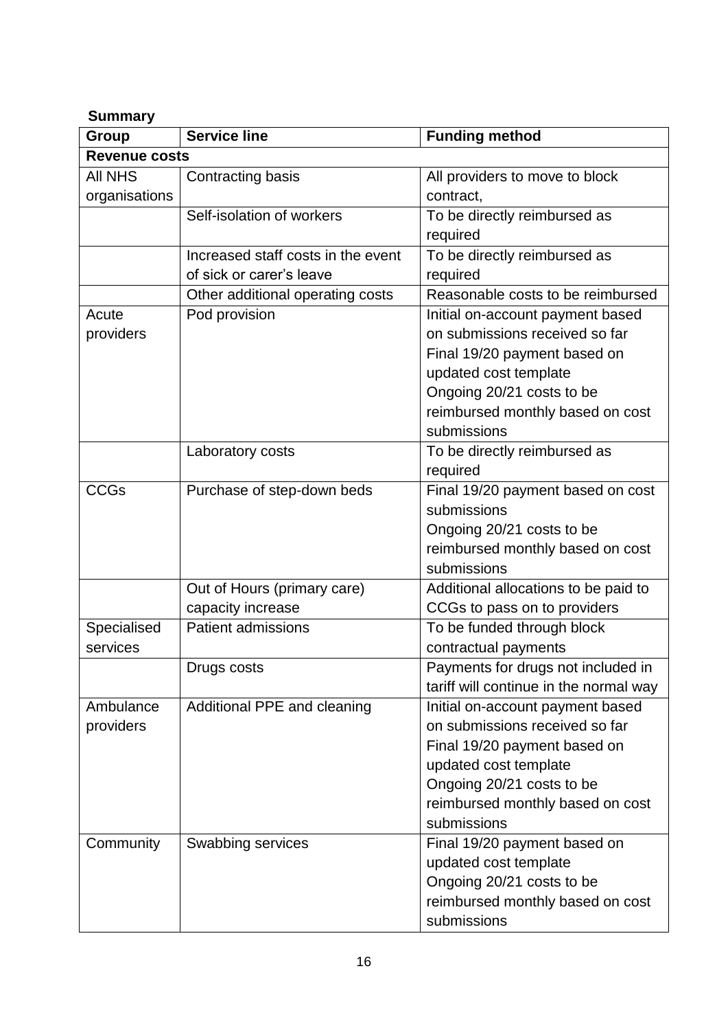**Summary**

| Group | Service line | Funding method |
|---|---|---|
| **Revenue costs** | | |
| All NHS organisations | Contracting basis | All providers to move to block contract, |
| | Self-isolation of workers | To be directly reimbursed as required |
| | Increased staff costs in the event of sick or carer's leave | To be directly reimbursed as required |
| | Other additional operating costs | Reasonable costs to be reimbursed |
| Acute providers | Pod provision | Initial on-account payment based on submissions received so far<br>Final 19/20 payment based on updated cost template<br>Ongoing 20/21 costs to be reimbursed monthly based on cost submissions |
| | Laboratory costs | To be directly reimbursed as required |
| CCGs | Purchase of step-down beds | Final 19/20 payment based on cost submissions<br>Ongoing 20/21 costs to be reimbursed monthly based on cost submissions |
| | Out of Hours (primary care) capacity increase | Additional allocations to be paid to CCGs to pass on to providers |
| Specialised services | Patient admissions | To be funded through block contractual payments |
| | Drugs costs | Payments for drugs not included in tariff will continue in the normal way |
| Ambulance providers | Additional PPE and cleaning | Initial on-account payment based on submissions received so far<br>Final 19/20 payment based on updated cost template<br>Ongoing 20/21 costs to be reimbursed monthly based on cost submissions |
| Community | Swabbing services | Final 19/20 payment based on updated cost template<br>Ongoing 20/21 costs to be reimbursed monthly based on cost submissions |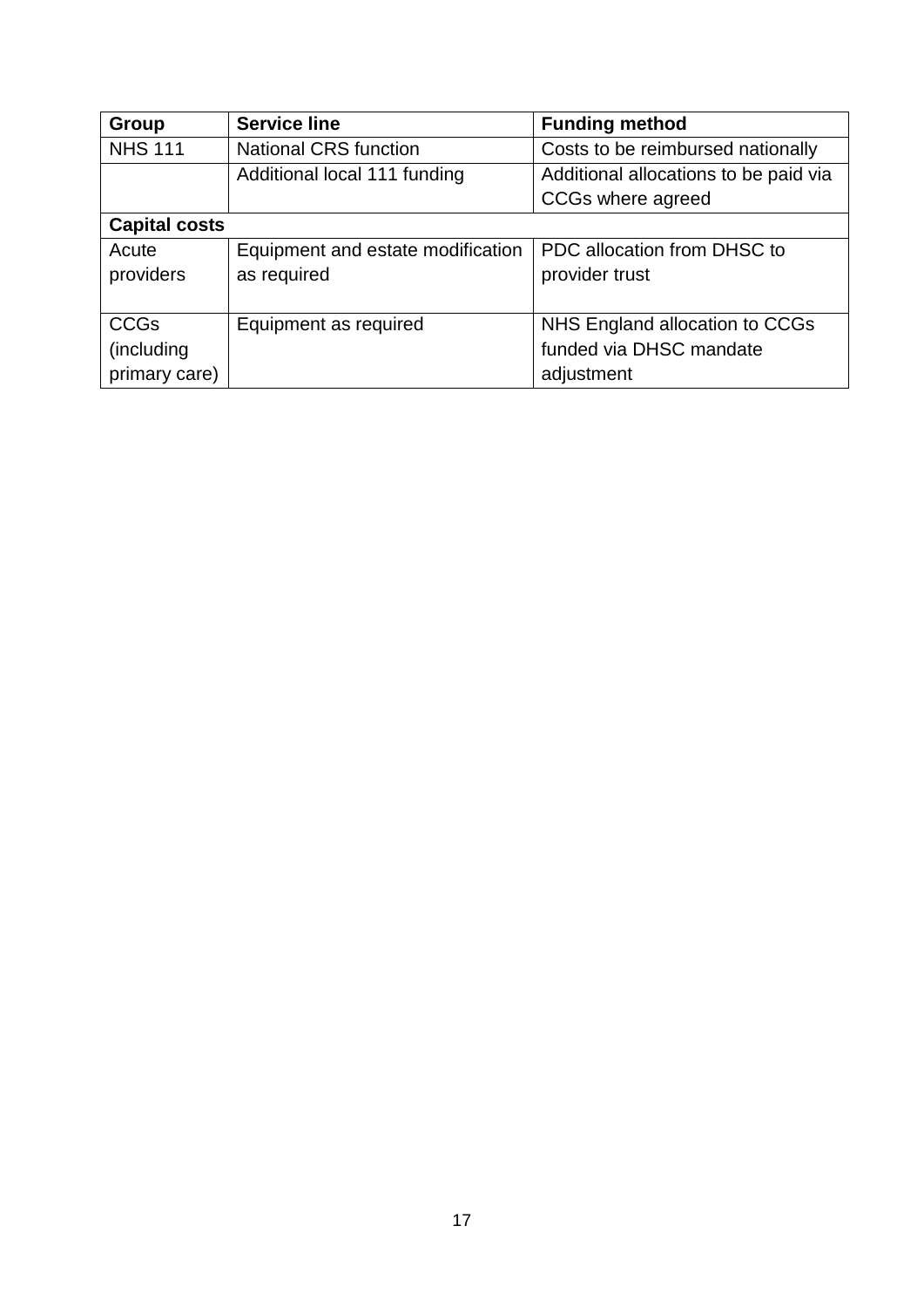| Group | Service line | Funding method |
|---|---|---|
| NHS 111 | National CRS function | Costs to be reimbursed nationally |
| | Additional local 111 funding | Additional allocations to be paid via CCGs where agreed |
| **Capital costs** | | |
| Acute providers | Equipment and estate modification as required | PDC allocation from DHSC to provider trust |
| CCGs (including primary care) | Equipment as required | NHS England allocation to CCGs funded via DHSC mandate adjustment |